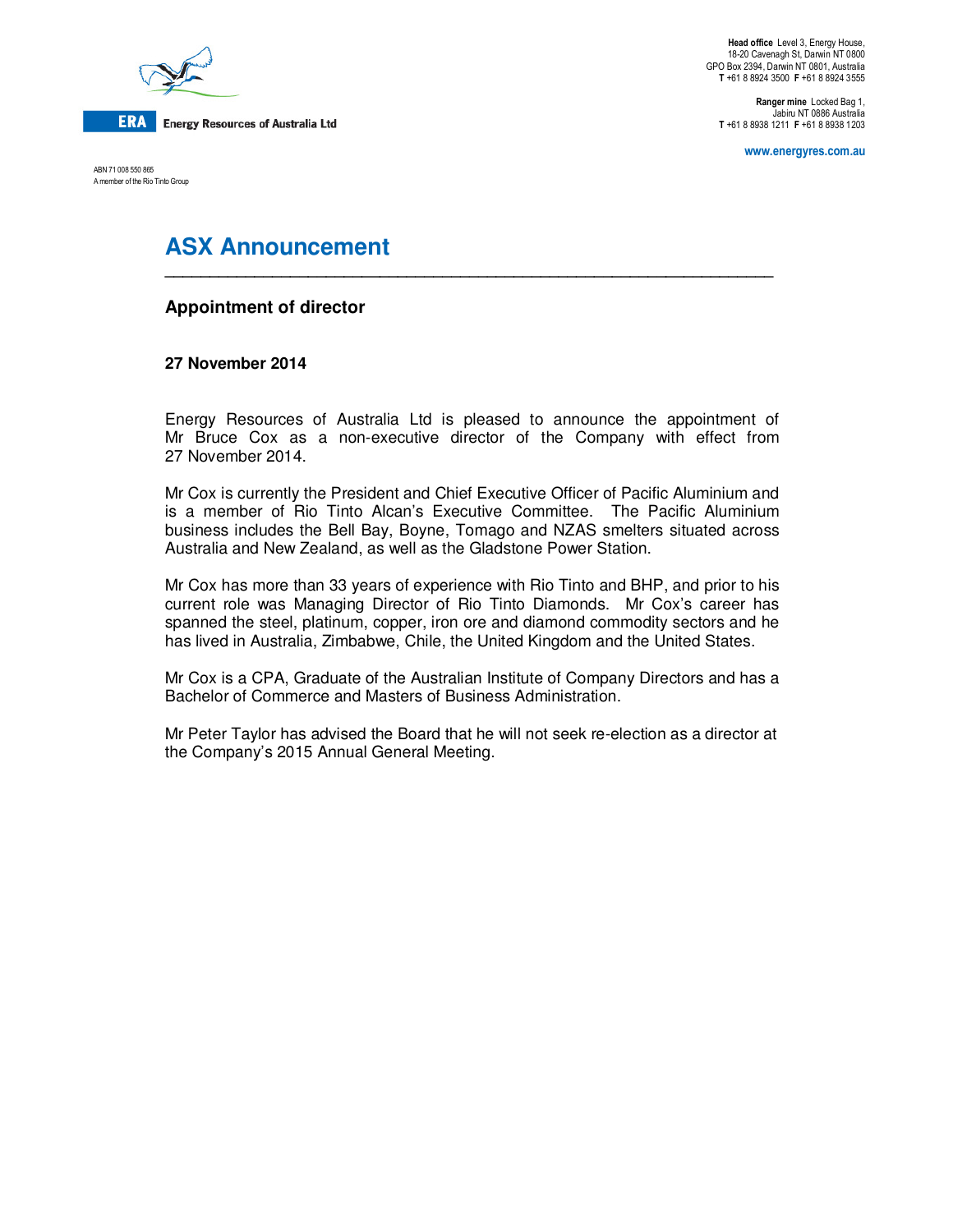ERA Energy Resources of Australia Ltd

ABN 71 008 550 865
A member of the Rio Tinto Group

**Head office** Level 3, Energy House,
18-20 Cavenagh St, Darwin NT 0800
GPO Box 2394, Darwin NT 0801, Australia
**T** +61 8 8924 3500 **F** +61 8 8924 3555

**Ranger mine** Locked Bag 1,
Jabiru NT 0886 Australia
**T** +61 8 8938 1211 **F** +61 8 8938 1203

www.energyres.com.au

# ASX Announcement

## Appointment of director

**27 November 2014**

Energy Resources of Australia Ltd is pleased to announce the appointment of Mr Bruce Cox as a non-executive director of the Company with effect from 27 November 2014.

Mr Cox is currently the President and Chief Executive Officer of Pacific Aluminium and is a member of Rio Tinto Alcan's Executive Committee. The Pacific Aluminium business includes the Bell Bay, Boyne, Tomago and NZAS smelters situated across Australia and New Zealand, as well as the Gladstone Power Station.

Mr Cox has more than 33 years of experience with Rio Tinto and BHP, and prior to his current role was Managing Director of Rio Tinto Diamonds. Mr Cox's career has spanned the steel, platinum, copper, iron ore and diamond commodity sectors and he has lived in Australia, Zimbabwe, Chile, the United Kingdom and the United States.

Mr Cox is a CPA, Graduate of the Australian Institute of Company Directors and has a Bachelor of Commerce and Masters of Business Administration.

Mr Peter Taylor has advised the Board that he will not seek re-election as a director at the Company's 2015 Annual General Meeting.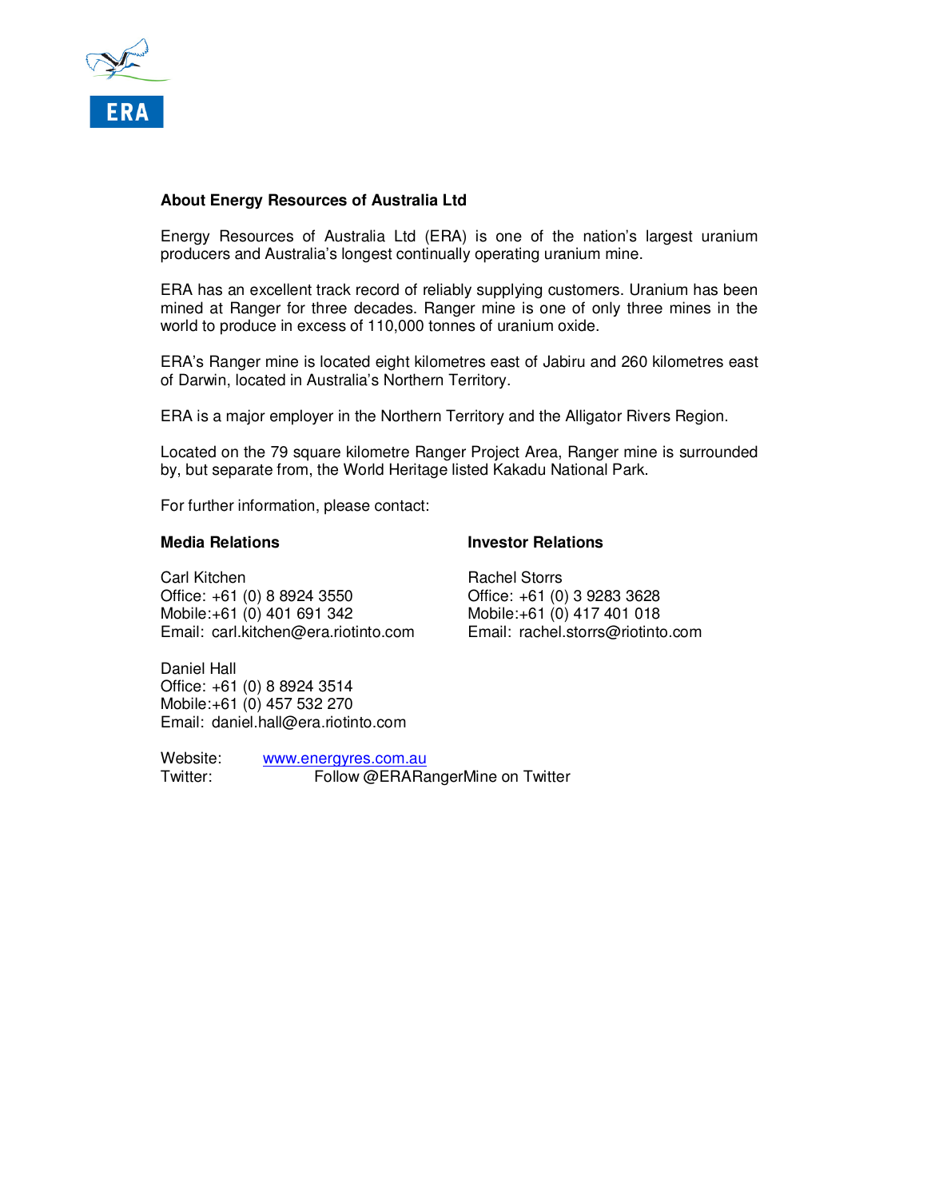## About Energy Resources of Australia Ltd

Energy Resources of Australia Ltd (ERA) is one of the nation's largest uranium producers and Australia's longest continually operating uranium mine.

ERA has an excellent track record of reliably supplying customers. Uranium has been mined at Ranger for three decades. Ranger mine is one of only three mines in the world to produce in excess of 110,000 tonnes of uranium oxide.

ERA's Ranger mine is located eight kilometres east of Jabiru and 260 kilometres east of Darwin, located in Australia's Northern Territory.

ERA is a major employer in the Northern Territory and the Alligator Rivers Region.

Located on the 79 square kilometre Ranger Project Area, Ranger mine is surrounded by, but separate from, the World Heritage listed Kakadu National Park.

For further information, please contact:

**Media Relations**

Carl Kitchen
Office: +61 (0) 8 8924 3550
Mobile:+61 (0) 401 691 342
Email: carl.kitchen@era.riotinto.com

Daniel Hall
Office: +61 (0) 8 8924 3514
Mobile:+61 (0) 457 532 270
Email: daniel.hall@era.riotinto.com

**Investor Relations**

Rachel Storrs
Office: +61 (0) 3 9283 3628
Mobile:+61 (0) 417 401 018
Email: rachel.storrs@riotinto.com

Website: www.energyres.com.au
Twitter: Follow @ERARangerMine on Twitter